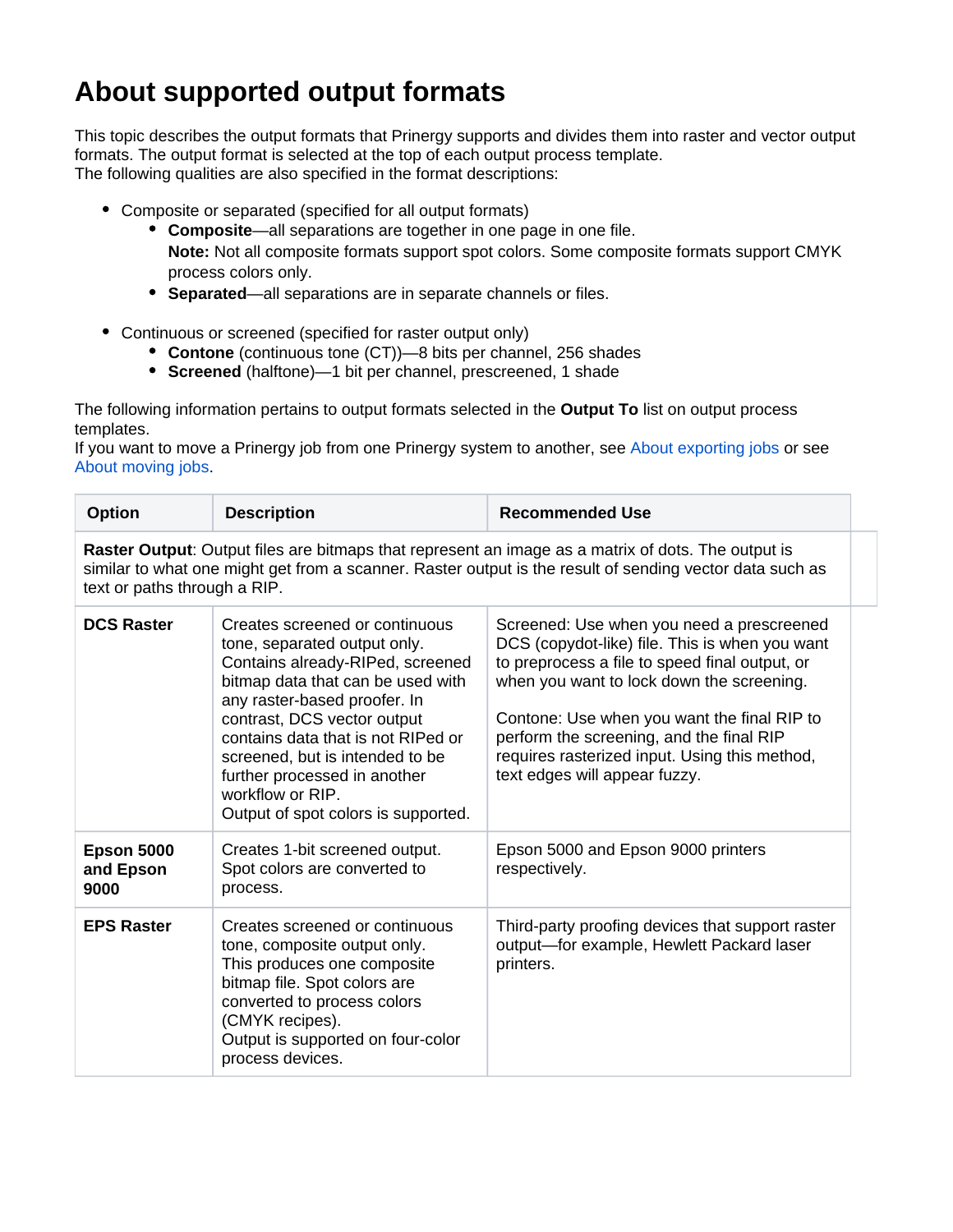# About supported output formats

This topic describes the output formats that Prinergy supports and divides them into raster and vector output formats. The output format is selected at the top of each output process template.
The following qualities are also specified in the format descriptions:

- Composite or separated (specified for all output formats)
  - **Composite**—all separations are together in one page in one file.
    **Note:** Not all composite formats support spot colors. Some composite formats support CMYK process colors only.
  - **Separated**—all separations are in separate channels or files.

- Continuous or screened (specified for raster output only)
  - **Contone** (continuous tone (CT))—8 bits per channel, 256 shades
  - **Screened** (halftone)—1 bit per channel, prescreened, 1 shade

The following information pertains to output formats selected in the **Output To** list on output process templates.
If you want to move a Prinergy job from one Prinergy system to another, see About exporting jobs or see About moving jobs.

| Option | Description | Recommended Use |
|---|---|---|
| **Raster Output**: Output files are bitmaps that represent an image as a matrix of dots. The output is similar to what one might get from a scanner. Raster output is the result of sending vector data such as text or paths through a RIP. | | |
| **DCS Raster** | Creates screened or continuous tone, separated output only. Contains already-RIPed, screened bitmap data that can be used with any raster-based proofer. In contrast, DCS vector output contains data that is not RIPed or screened, but is intended to be further processed in another workflow or RIP.<br>Output of spot colors is supported. | Screened: Use when you need a prescreened DCS (copydot-like) file. This is when you want to preprocess a file to speed final output, or when you want to lock down the screening.<br><br>Contone: Use when you want the final RIP to perform the screening, and the final RIP requires rasterized input. Using this method, text edges will appear fuzzy. |
| **Epson 5000 and Epson 9000** | Creates 1-bit screened output. Spot colors are converted to process. | Epson 5000 and Epson 9000 printers respectively. |
| **EPS Raster** | Creates screened or continuous tone, composite output only. This produces one composite bitmap file. Spot colors are converted to process colors (CMYK recipes).<br>Output is supported on four-color process devices. | Third-party proofing devices that support raster output—for example, Hewlett Packard laser printers. |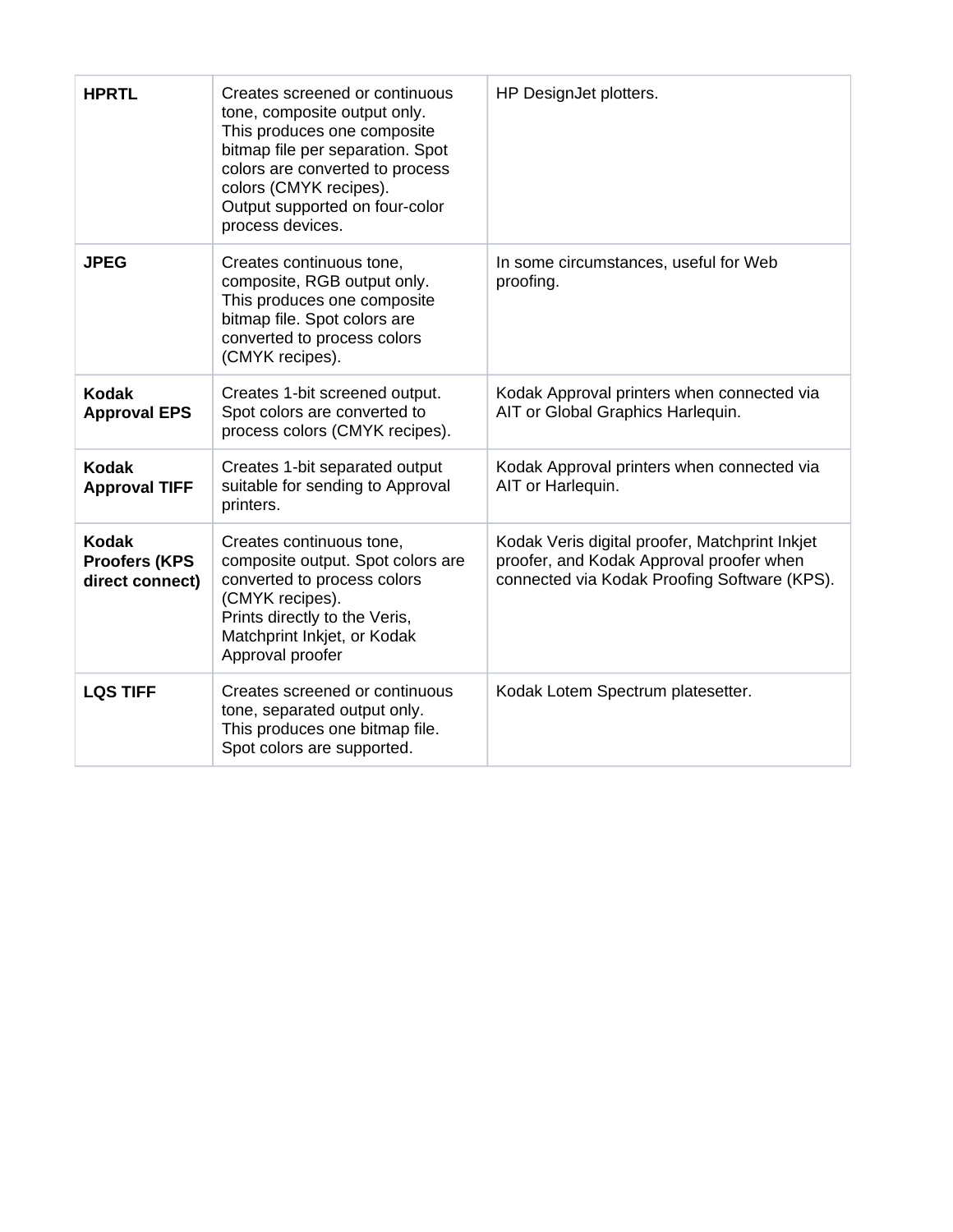| | | |
|---|---|---|
| **HPRTL** | Creates screened or continuous tone, composite output only. This produces one composite bitmap file per separation. Spot colors are converted to process colors (CMYK recipes).<br>Output supported on four-color process devices. | HP DesignJet plotters. |
| **JPEG** | Creates continuous tone, composite, RGB output only. This produces one composite bitmap file. Spot colors are converted to process colors (CMYK recipes). | In some circumstances, useful for Web proofing. |
| **Kodak Approval EPS** | Creates 1-bit screened output. Spot colors are converted to process colors (CMYK recipes). | Kodak Approval printers when connected via AIT or Global Graphics Harlequin. |
| **Kodak Approval TIFF** | Creates 1-bit separated output suitable for sending to Approval printers. | Kodak Approval printers when connected via AIT or Harlequin. |
| **Kodak Proofers (KPS direct connect)** | Creates continuous tone, composite output. Spot colors are converted to process colors (CMYK recipes).<br>Prints directly to the Veris, Matchprint Inkjet, or Kodak Approval proofer | Kodak Veris digital proofer, Matchprint Inkjet proofer, and Kodak Approval proofer when connected via Kodak Proofing Software (KPS). |
| **LQS TIFF** | Creates screened or continuous tone, separated output only. This produces one bitmap file. Spot colors are supported. | Kodak Lotem Spectrum platesetter. |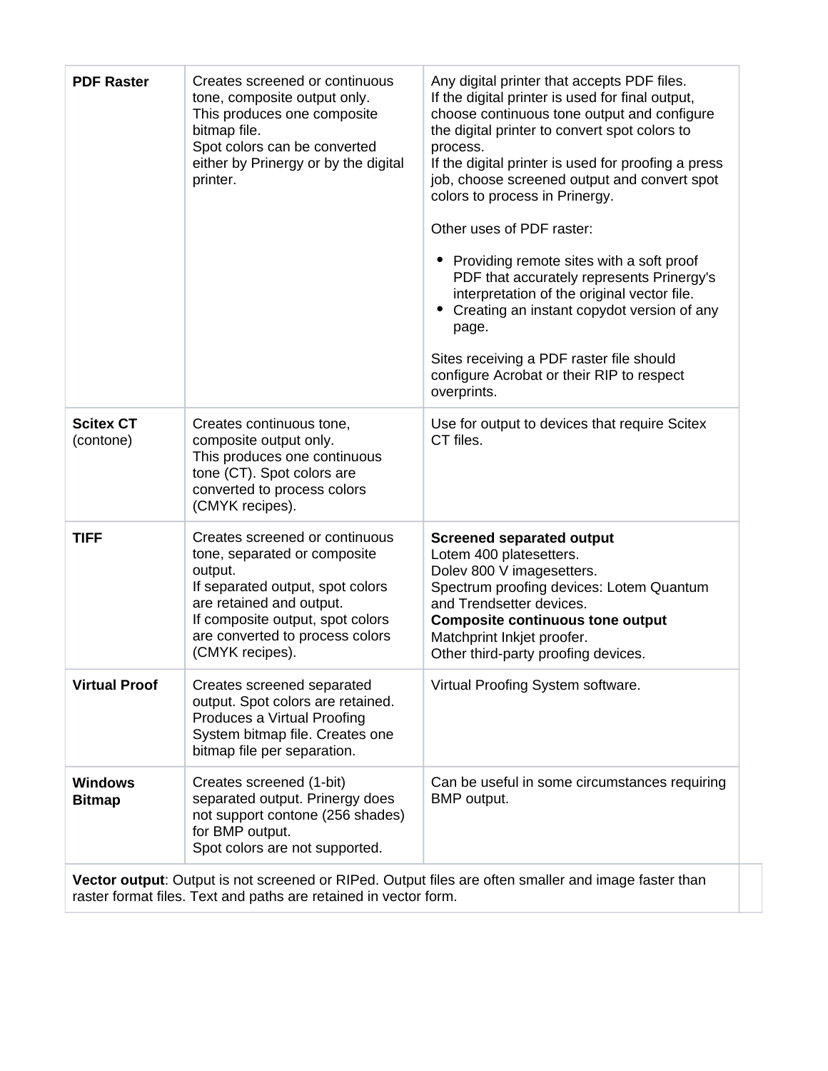| | | |
|---|---|---|
| **PDF Raster** | Creates screened or continuous tone, composite output only.<br>This produces one composite bitmap file.<br>Spot colors can be converted either by Prinergy or by the digital printer. | Any digital printer that accepts PDF files.<br>If the digital printer is used for final output, choose continuous tone output and configure the digital printer to convert spot colors to process.<br>If the digital printer is used for proofing a press job, choose screened output and convert spot colors to process in Prinergy.<br><br>Other uses of PDF raster:<br><br>• Providing remote sites with a soft proof PDF that accurately represents Prinergy's interpretation of the original vector file.<br>• Creating an instant copydot version of any page.<br><br>Sites receiving a PDF raster file should configure Acrobat or their RIP to respect overprints. |
| **Scitex CT** (contone) | Creates continuous tone, composite output only.<br>This produces one continuous tone (CT). Spot colors are converted to process colors (CMYK recipes). | Use for output to devices that require Scitex CT files. |
| **TIFF** | Creates screened or continuous tone, separated or composite output.<br>If separated output, spot colors are retained and output.<br>If composite output, spot colors are converted to process colors (CMYK recipes). | **Screened separated output**<br>Lotem 400 platesetters.<br>Dolev 800 V imagesetters.<br>Spectrum proofing devices: Lotem Quantum and Trendsetter devices.<br>**Composite continuous tone output**<br>Matchprint Inkjet proofer.<br>Other third-party proofing devices. |
| **Virtual Proof** | Creates screened separated output. Spot colors are retained. Produces a Virtual Proofing System bitmap file. Creates one bitmap file per separation. | Virtual Proofing System software. |
| **Windows Bitmap** | Creates screened (1-bit) separated output. Prinergy does not support contone (256 shades) for BMP output.<br>Spot colors are not supported. | Can be useful in some circumstances requiring BMP output. |
| **Vector output**: Output is not screened or RIPed. Output files are often smaller and image faster than raster format files. Text and paths are retained in vector form. | | |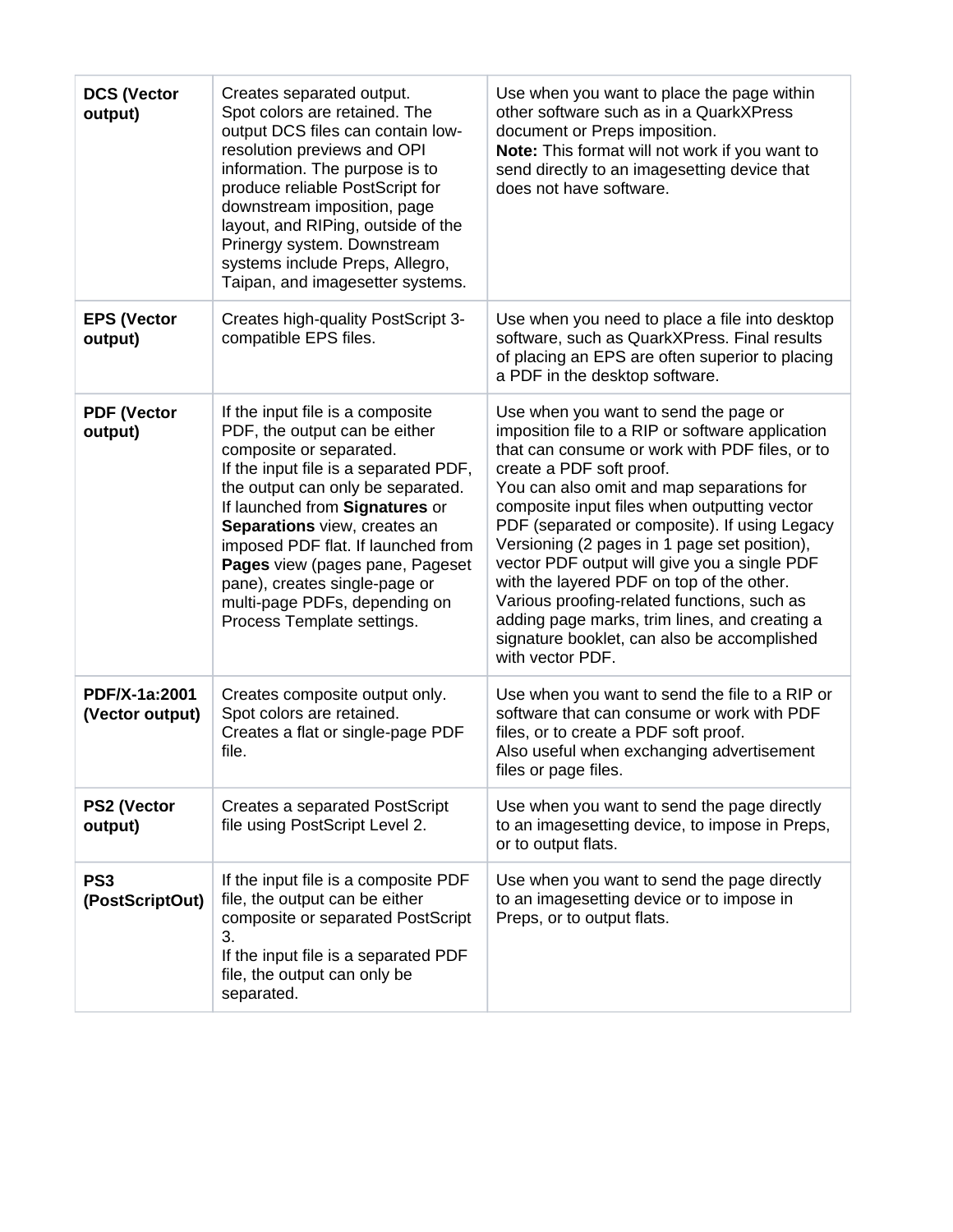| | | |
|---|---|---|
| **DCS (Vector output)** | Creates separated output.<br>Spot colors are retained. The output DCS files can contain low-resolution previews and OPI information. The purpose is to produce reliable PostScript for downstream imposition, page layout, and RIPing, outside of the Prinergy system. Downstream systems include Preps, Allegro, Taipan, and imagesetter systems. | Use when you want to place the page within other software such as in a QuarkXPress document or Preps imposition.<br>**Note:** This format will not work if you want to send directly to an imagesetting device that does not have software. |
| **EPS (Vector output)** | Creates high-quality PostScript 3-compatible EPS files. | Use when you need to place a file into desktop software, such as QuarkXPress. Final results of placing an EPS are often superior to placing a PDF in the desktop software. |
| **PDF (Vector output)** | If the input file is a composite PDF, the output can be either composite or separated.<br>If the input file is a separated PDF, the output can only be separated.<br>If launched from **Signatures** or **Separations** view, creates an imposed PDF flat. If launched from **Pages** view (pages pane, Pageset pane), creates single-page or multi-page PDFs, depending on Process Template settings. | Use when you want to send the page or imposition file to a RIP or software application that can consume or work with PDF files, or to create a PDF soft proof.<br>You can also omit and map separations for composite input files when outputting vector PDF (separated or composite). If using Legacy Versioning (2 pages in 1 page set position), vector PDF output will give you a single PDF with the layered PDF on top of the other.<br>Various proofing-related functions, such as adding page marks, trim lines, and creating a signature booklet, can also be accomplished with vector PDF. |
| **PDF/X-1a:2001 (Vector output)** | Creates composite output only.<br>Spot colors are retained.<br>Creates a flat or single-page PDF file. | Use when you want to send the file to a RIP or software that can consume or work with PDF files, or to create a PDF soft proof.<br>Also useful when exchanging advertisement files or page files. |
| **PS2 (Vector output)** | Creates a separated PostScript file using PostScript Level 2. | Use when you want to send the page directly to an imagesetting device, to impose in Preps, or to output flats. |
| **PS3 (PostScriptOut)** | If the input file is a composite PDF file, the output can be either composite or separated PostScript 3.<br>If the input file is a separated PDF file, the output can only be separated. | Use when you want to send the page directly to an imagesetting device or to impose in Preps, or to output flats. |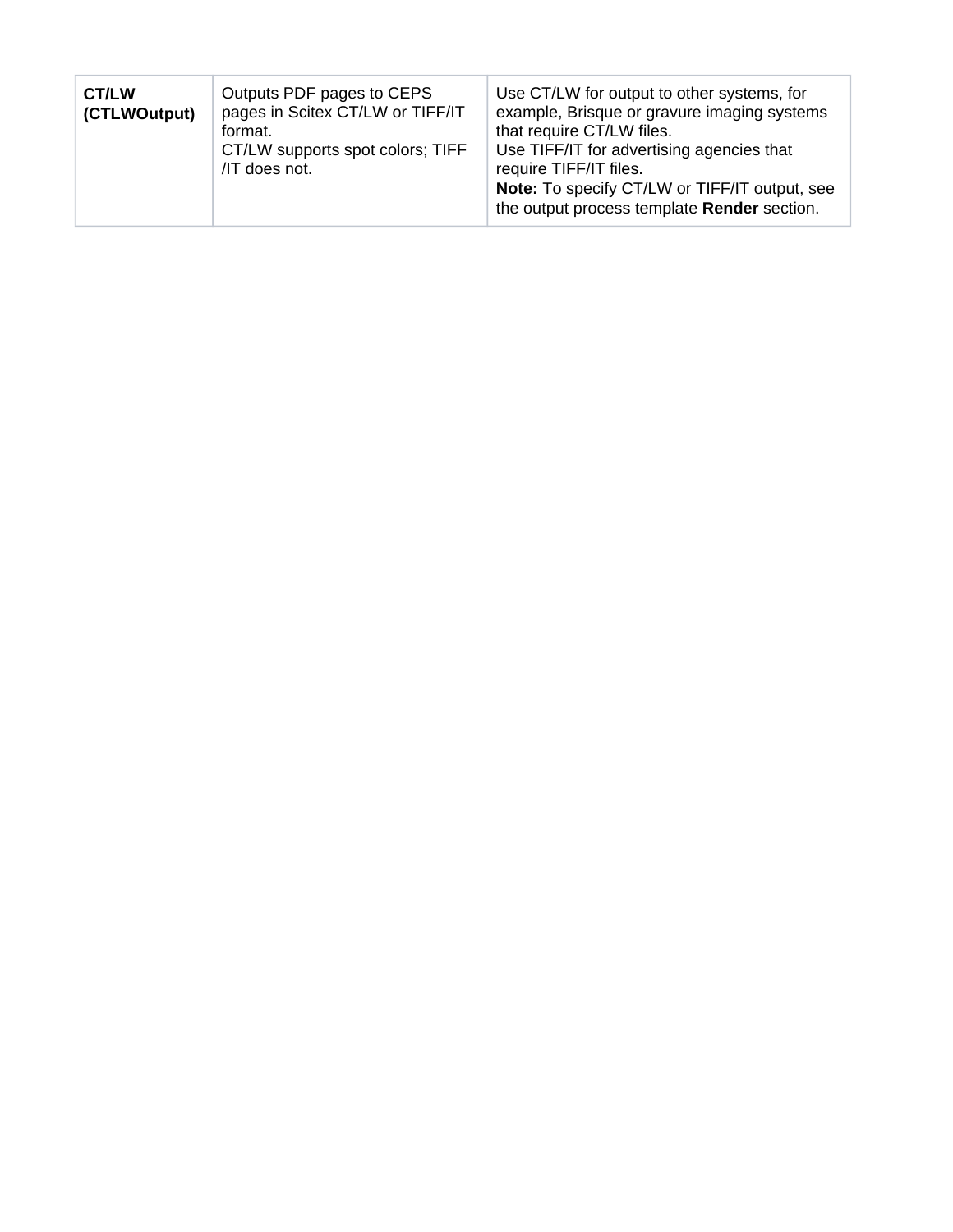| | | |
|---|---|---|
| **CT/LW (CTLWOutput)** | Outputs PDF pages to CEPS pages in Scitex CT/LW or TIFF/IT format.<br>CT/LW supports spot colors; TIFF/IT does not. | Use CT/LW for output to other systems, for example, Brisque or gravure imaging systems that require CT/LW files.<br>Use TIFF/IT for advertising agencies that require TIFF/IT files.<br>**Note:** To specify CT/LW or TIFF/IT output, see the output process template **Render** section. |